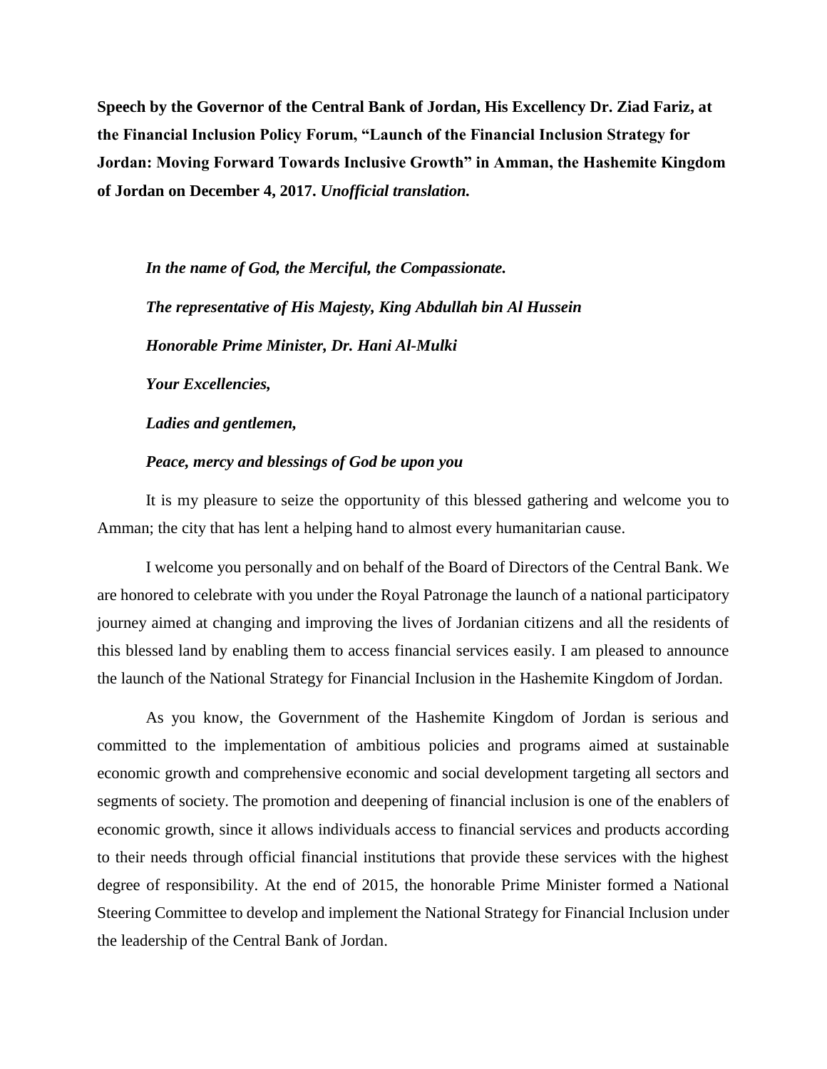**Speech by the Governor of the Central Bank of Jordan, His Excellency Dr. Ziad Fariz, at the Financial Inclusion Policy Forum, "Launch of the Financial Inclusion Strategy for Jordan: Moving Forward Towards Inclusive Growth" in Amman, the Hashemite Kingdom of Jordan on December 4, 2017.** ***Unofficial translation.***

***In the name of God, the Merciful, the Compassionate.***

***The representative of His Majesty, King Abdullah bin Al Hussein***

***Honorable Prime Minister, Dr. Hani Al-Mulki***

***Your Excellencies,***

***Ladies and gentlemen,***

***Peace, mercy and blessings of God be upon you***

It is my pleasure to seize the opportunity of this blessed gathering and welcome you to Amman; the city that has lent a helping hand to almost every humanitarian cause.

I welcome you personally and on behalf of the Board of Directors of the Central Bank. We are honored to celebrate with you under the Royal Patronage the launch of a national participatory journey aimed at changing and improving the lives of Jordanian citizens and all the residents of this blessed land by enabling them to access financial services easily. I am pleased to announce the launch of the National Strategy for Financial Inclusion in the Hashemite Kingdom of Jordan.

As you know, the Government of the Hashemite Kingdom of Jordan is serious and committed to the implementation of ambitious policies and programs aimed at sustainable economic growth and comprehensive economic and social development targeting all sectors and segments of society. The promotion and deepening of financial inclusion is one of the enablers of economic growth, since it allows individuals access to financial services and products according to their needs through official financial institutions that provide these services with the highest degree of responsibility. At the end of 2015, the honorable Prime Minister formed a National Steering Committee to develop and implement the National Strategy for Financial Inclusion under the leadership of the Central Bank of Jordan.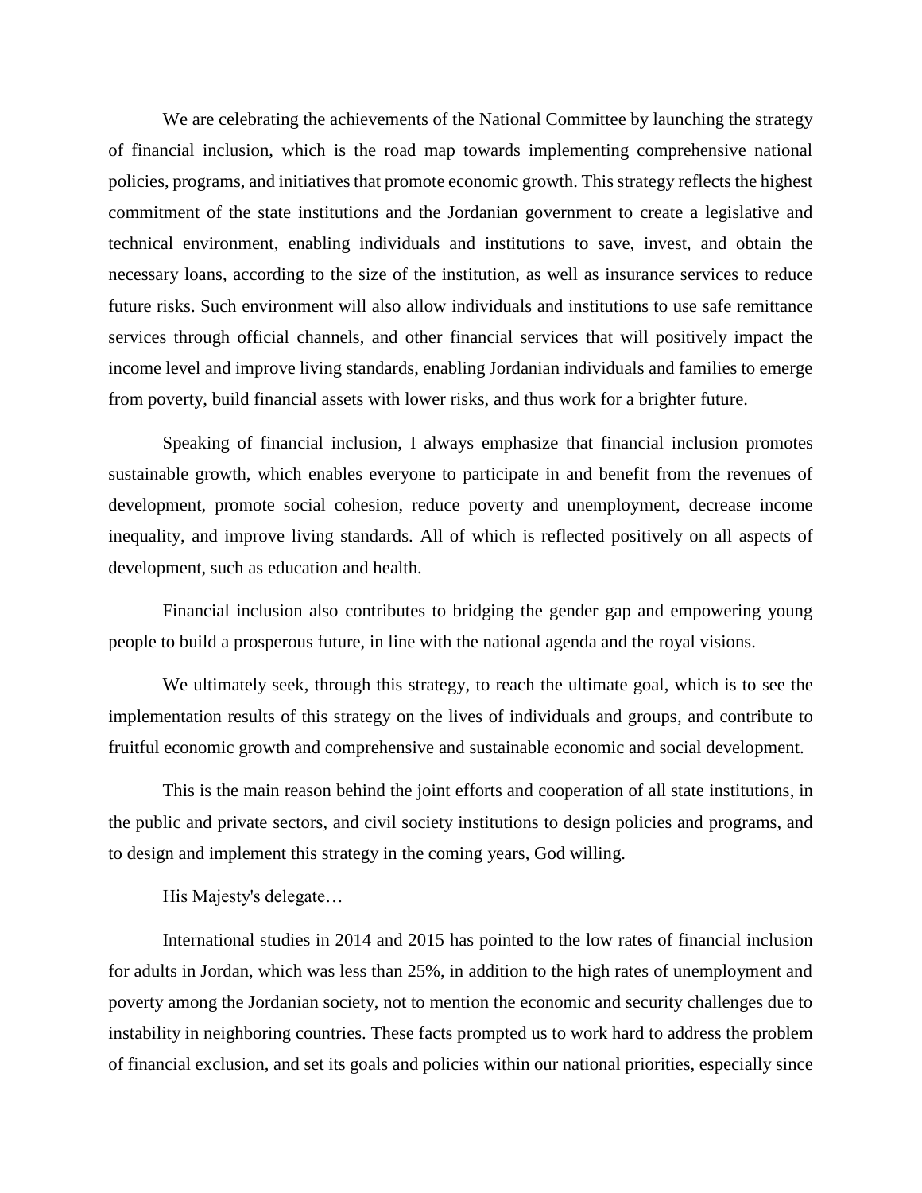We are celebrating the achievements of the National Committee by launching the strategy of financial inclusion, which is the road map towards implementing comprehensive national policies, programs, and initiatives that promote economic growth. This strategy reflects the highest commitment of the state institutions and the Jordanian government to create a legislative and technical environment, enabling individuals and institutions to save, invest, and obtain the necessary loans, according to the size of the institution, as well as insurance services to reduce future risks. Such environment will also allow individuals and institutions to use safe remittance services through official channels, and other financial services that will positively impact the income level and improve living standards, enabling Jordanian individuals and families to emerge from poverty, build financial assets with lower risks, and thus work for a brighter future.

Speaking of financial inclusion, I always emphasize that financial inclusion promotes sustainable growth, which enables everyone to participate in and benefit from the revenues of development, promote social cohesion, reduce poverty and unemployment, decrease income inequality, and improve living standards. All of which is reflected positively on all aspects of development, such as education and health.

Financial inclusion also contributes to bridging the gender gap and empowering young people to build a prosperous future, in line with the national agenda and the royal visions.

We ultimately seek, through this strategy, to reach the ultimate goal, which is to see the implementation results of this strategy on the lives of individuals and groups, and contribute to fruitful economic growth and comprehensive and sustainable economic and social development.

This is the main reason behind the joint efforts and cooperation of all state institutions, in the public and private sectors, and civil society institutions to design policies and programs, and to design and implement this strategy in the coming years, God willing.

His Majesty's delegate…

International studies in 2014 and 2015 has pointed to the low rates of financial inclusion for adults in Jordan, which was less than 25%, in addition to the high rates of unemployment and poverty among the Jordanian society, not to mention the economic and security challenges due to instability in neighboring countries. These facts prompted us to work hard to address the problem of financial exclusion, and set its goals and policies within our national priorities, especially since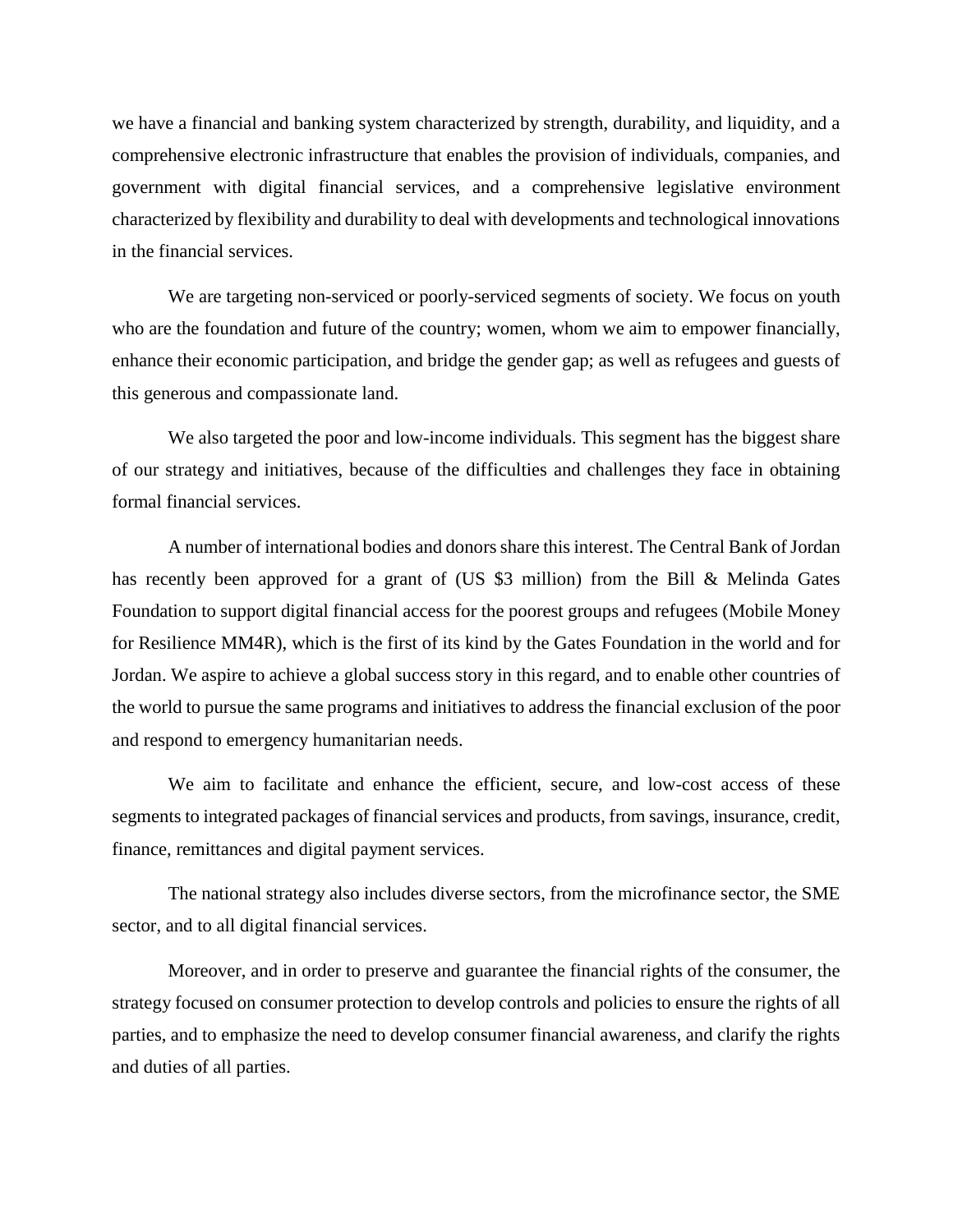we have a financial and banking system characterized by strength, durability, and liquidity, and a comprehensive electronic infrastructure that enables the provision of individuals, companies, and government with digital financial services, and a comprehensive legislative environment characterized by flexibility and durability to deal with developments and technological innovations in the financial services.

We are targeting non-serviced or poorly-serviced segments of society. We focus on youth who are the foundation and future of the country; women, whom we aim to empower financially, enhance their economic participation, and bridge the gender gap; as well as refugees and guests of this generous and compassionate land.

We also targeted the poor and low-income individuals. This segment has the biggest share of our strategy and initiatives, because of the difficulties and challenges they face in obtaining formal financial services.

A number of international bodies and donors share this interest. The Central Bank of Jordan has recently been approved for a grant of (US $3 million) from the Bill & Melinda Gates Foundation to support digital financial access for the poorest groups and refugees (Mobile Money for Resilience MM4R), which is the first of its kind by the Gates Foundation in the world and for Jordan. We aspire to achieve a global success story in this regard, and to enable other countries of the world to pursue the same programs and initiatives to address the financial exclusion of the poor and respond to emergency humanitarian needs.

We aim to facilitate and enhance the efficient, secure, and low-cost access of these segments to integrated packages of financial services and products, from savings, insurance, credit, finance, remittances and digital payment services.

The national strategy also includes diverse sectors, from the microfinance sector, the SME sector, and to all digital financial services.

Moreover, and in order to preserve and guarantee the financial rights of the consumer, the strategy focused on consumer protection to develop controls and policies to ensure the rights of all parties, and to emphasize the need to develop consumer financial awareness, and clarify the rights and duties of all parties.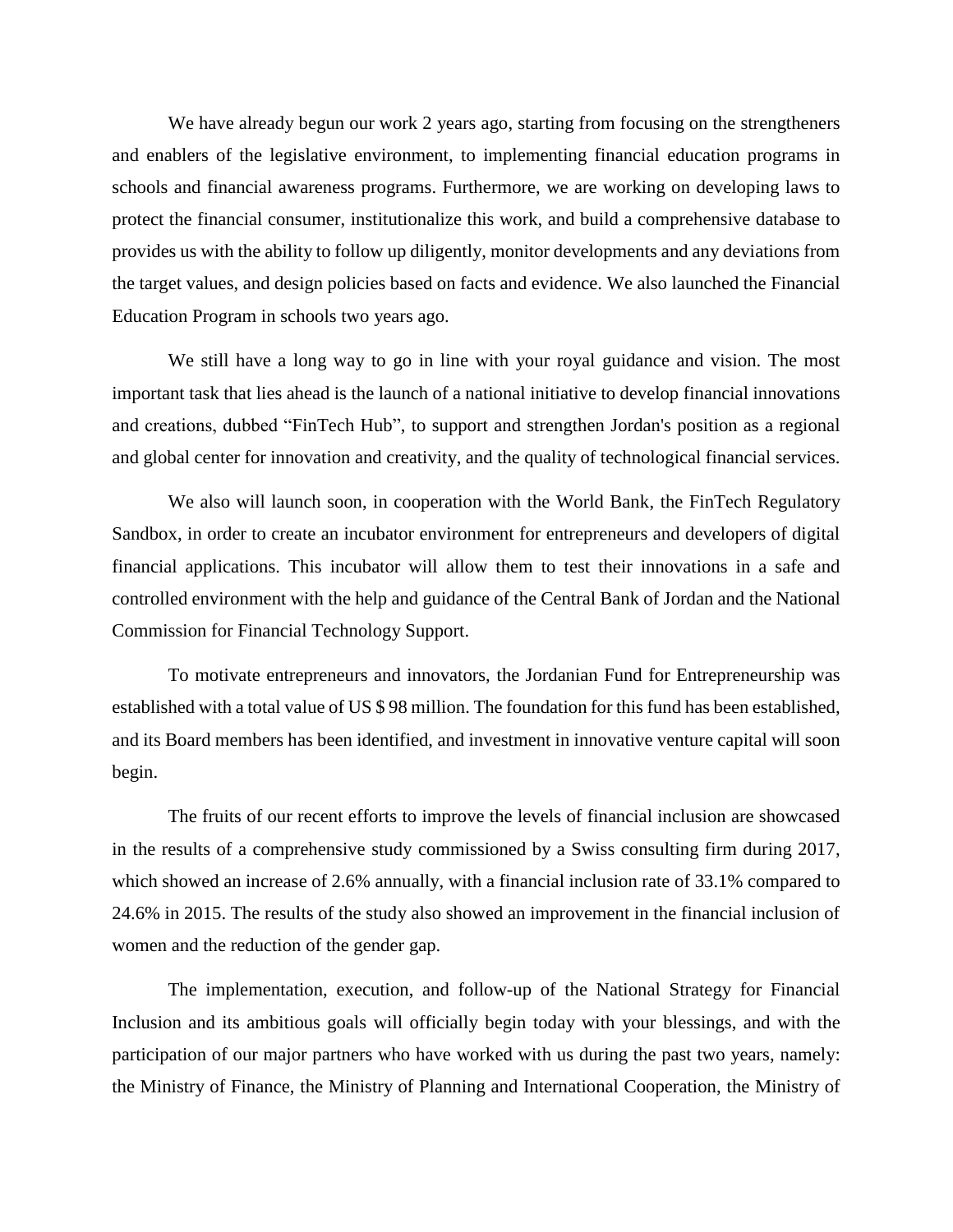We have already begun our work 2 years ago, starting from focusing on the strengtheners and enablers of the legislative environment, to implementing financial education programs in schools and financial awareness programs. Furthermore, we are working on developing laws to protect the financial consumer, institutionalize this work, and build a comprehensive database to provides us with the ability to follow up diligently, monitor developments and any deviations from the target values, and design policies based on facts and evidence. We also launched the Financial Education Program in schools two years ago.

We still have a long way to go in line with your royal guidance and vision. The most important task that lies ahead is the launch of a national initiative to develop financial innovations and creations, dubbed "FinTech Hub", to support and strengthen Jordan's position as a regional and global center for innovation and creativity, and the quality of technological financial services.

We also will launch soon, in cooperation with the World Bank, the FinTech Regulatory Sandbox, in order to create an incubator environment for entrepreneurs and developers of digital financial applications. This incubator will allow them to test their innovations in a safe and controlled environment with the help and guidance of the Central Bank of Jordan and the National Commission for Financial Technology Support.

To motivate entrepreneurs and innovators, the Jordanian Fund for Entrepreneurship was established with a total value of US $ 98 million. The foundation for this fund has been established, and its Board members has been identified, and investment in innovative venture capital will soon begin.

The fruits of our recent efforts to improve the levels of financial inclusion are showcased in the results of a comprehensive study commissioned by a Swiss consulting firm during 2017, which showed an increase of 2.6% annually, with a financial inclusion rate of 33.1% compared to 24.6% in 2015. The results of the study also showed an improvement in the financial inclusion of women and the reduction of the gender gap.

The implementation, execution, and follow-up of the National Strategy for Financial Inclusion and its ambitious goals will officially begin today with your blessings, and with the participation of our major partners who have worked with us during the past two years, namely: the Ministry of Finance, the Ministry of Planning and International Cooperation, the Ministry of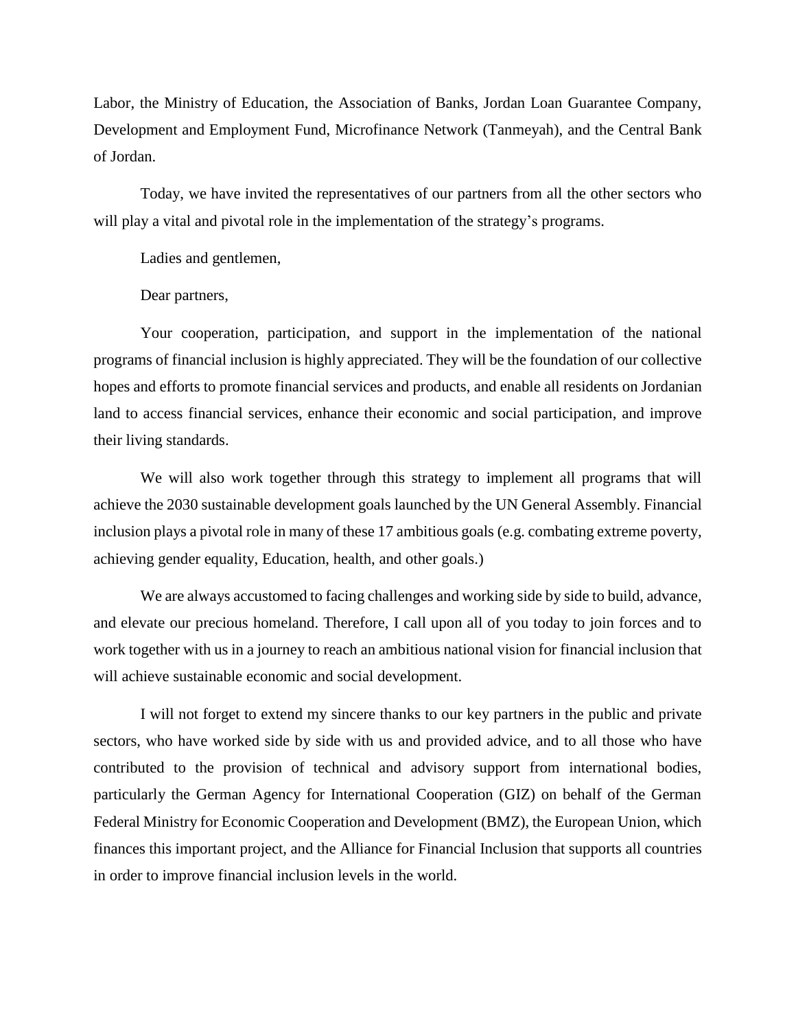Labor, the Ministry of Education, the Association of Banks, Jordan Loan Guarantee Company, Development and Employment Fund, Microfinance Network (Tanmeyah), and the Central Bank of Jordan.

Today, we have invited the representatives of our partners from all the other sectors who will play a vital and pivotal role in the implementation of the strategy's programs.

Ladies and gentlemen,

Dear partners,

Your cooperation, participation, and support in the implementation of the national programs of financial inclusion is highly appreciated. They will be the foundation of our collective hopes and efforts to promote financial services and products, and enable all residents on Jordanian land to access financial services, enhance their economic and social participation, and improve their living standards.

We will also work together through this strategy to implement all programs that will achieve the 2030 sustainable development goals launched by the UN General Assembly. Financial inclusion plays a pivotal role in many of these 17 ambitious goals (e.g. combating extreme poverty, achieving gender equality, Education, health, and other goals.)

We are always accustomed to facing challenges and working side by side to build, advance, and elevate our precious homeland. Therefore, I call upon all of you today to join forces and to work together with us in a journey to reach an ambitious national vision for financial inclusion that will achieve sustainable economic and social development.

I will not forget to extend my sincere thanks to our key partners in the public and private sectors, who have worked side by side with us and provided advice, and to all those who have contributed to the provision of technical and advisory support from international bodies, particularly the German Agency for International Cooperation (GIZ) on behalf of the German Federal Ministry for Economic Cooperation and Development (BMZ), the European Union, which finances this important project, and the Alliance for Financial Inclusion that supports all countries in order to improve financial inclusion levels in the world.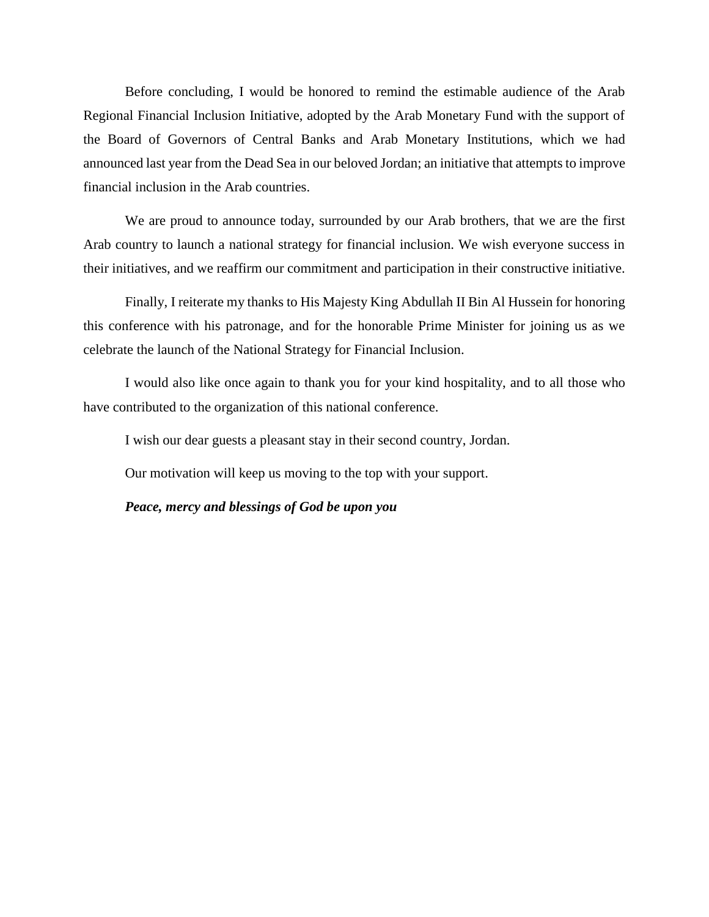Before concluding, I would be honored to remind the estimable audience of the Arab Regional Financial Inclusion Initiative, adopted by the Arab Monetary Fund with the support of the Board of Governors of Central Banks and Arab Monetary Institutions, which we had announced last year from the Dead Sea in our beloved Jordan; an initiative that attempts to improve financial inclusion in the Arab countries.

We are proud to announce today, surrounded by our Arab brothers, that we are the first Arab country to launch a national strategy for financial inclusion. We wish everyone success in their initiatives, and we reaffirm our commitment and participation in their constructive initiative.

Finally, I reiterate my thanks to His Majesty King Abdullah II Bin Al Hussein for honoring this conference with his patronage, and for the honorable Prime Minister for joining us as we celebrate the launch of the National Strategy for Financial Inclusion.

I would also like once again to thank you for your kind hospitality, and to all those who have contributed to the organization of this national conference.

I wish our dear guests a pleasant stay in their second country, Jordan.

Our motivation will keep us moving to the top with your support.

***Peace, mercy and blessings of God be upon you***